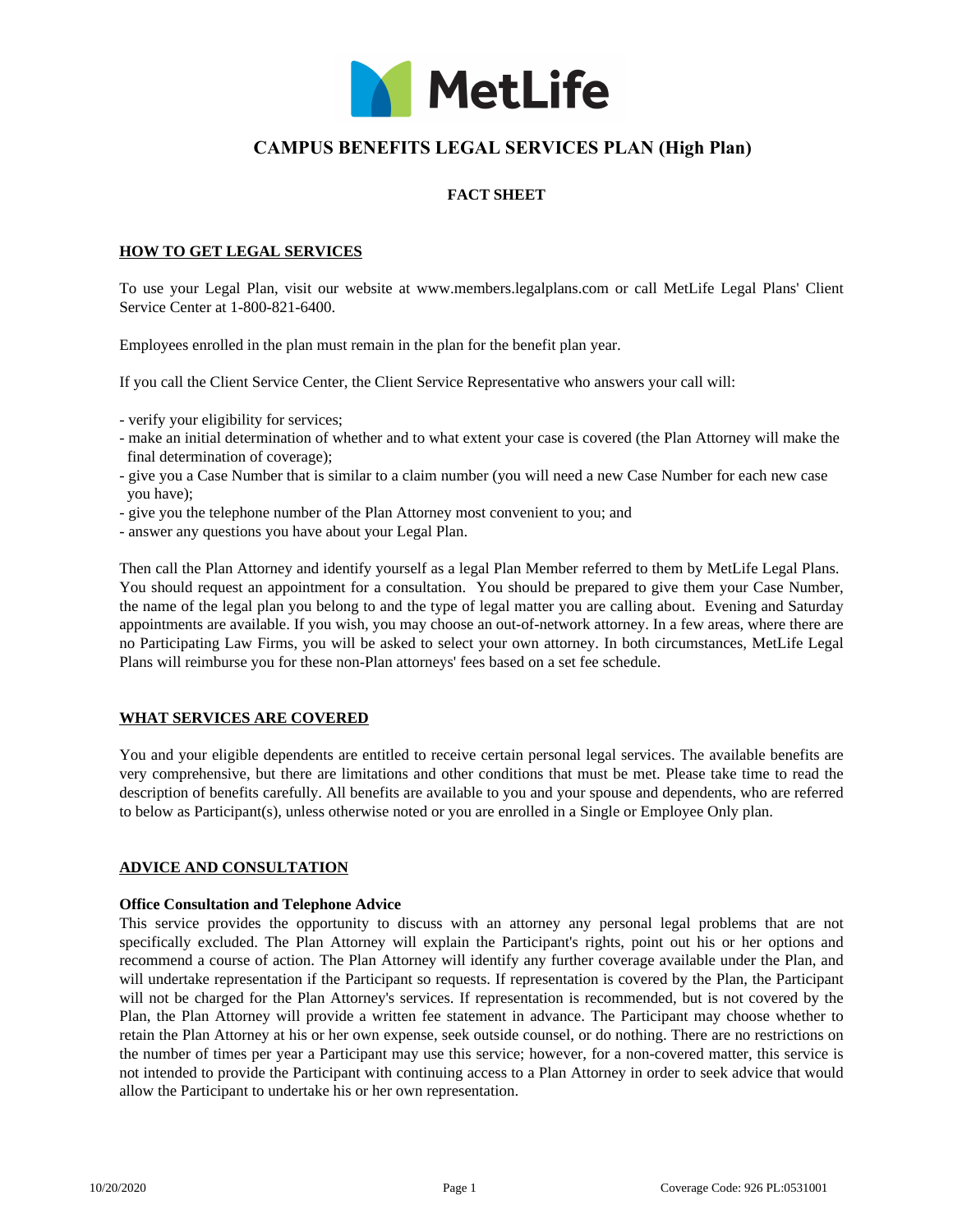# CAMPUS BENEFITS LEGAL SERVICES PLAN (High Plan)

## FACT SHEET

### HOW TO GET LEGAL SERVICES

To use your Legal Plan, visit our website at www.members.legalplans.com or call MetLife Legal Plans' Client Service Center at 1-800-821-6400.

Employees enrolled in the plan must remain in the plan for the benefit plan year.

If you call the Client Service Center, the Client Service Representative who answers your call will:

- verify your eligibility for services;
- make an initial determination of whether and to what extent your case is covered (the Plan Attorney will make the final determination of coverage);
- give you a Case Number that is similar to a claim number (you will need a new Case Number for each new case you have);
- give you the telephone number of the Plan Attorney most convenient to you; and
- answer any questions you have about your Legal Plan.

Then call the Plan Attorney and identify yourself as a legal Plan Member referred to them by MetLife Legal Plans. You should request an appointment for a consultation. You should be prepared to give them your Case Number, the name of the legal plan you belong to and the type of legal matter you are calling about. Evening and Saturday appointments are available. If you wish, you may choose an out-of-network attorney. In a few areas, where there are no Participating Law Firms, you will be asked to select your own attorney. In both circumstances, MetLife Legal Plans will reimburse you for these non-Plan attorneys' fees based on a set fee schedule.

### WHAT SERVICES ARE COVERED

You and your eligible dependents are entitled to receive certain personal legal services. The available benefits are very comprehensive, but there are limitations and other conditions that must be met. Please take time to read the description of benefits carefully. All benefits are available to you and your spouse and dependents, who are referred to below as Participant(s), unless otherwise noted or you are enrolled in a Single or Employee Only plan.

### ADVICE AND CONSULTATION

**Office Consultation and Telephone Advice**
This service provides the opportunity to discuss with an attorney any personal legal problems that are not specifically excluded. The Plan Attorney will explain the Participant's rights, point out his or her options and recommend a course of action. The Plan Attorney will identify any further coverage available under the Plan, and will undertake representation if the Participant so requests. If representation is covered by the Plan, the Participant will not be charged for the Plan Attorney's services. If representation is recommended, but is not covered by the Plan, the Plan Attorney will provide a written fee statement in advance. The Participant may choose whether to retain the Plan Attorney at his or her own expense, seek outside counsel, or do nothing. There are no restrictions on the number of times per year a Participant may use this service; however, for a non-covered matter, this service is not intended to provide the Participant with continuing access to a Plan Attorney in order to seek advice that would allow the Participant to undertake his or her own representation.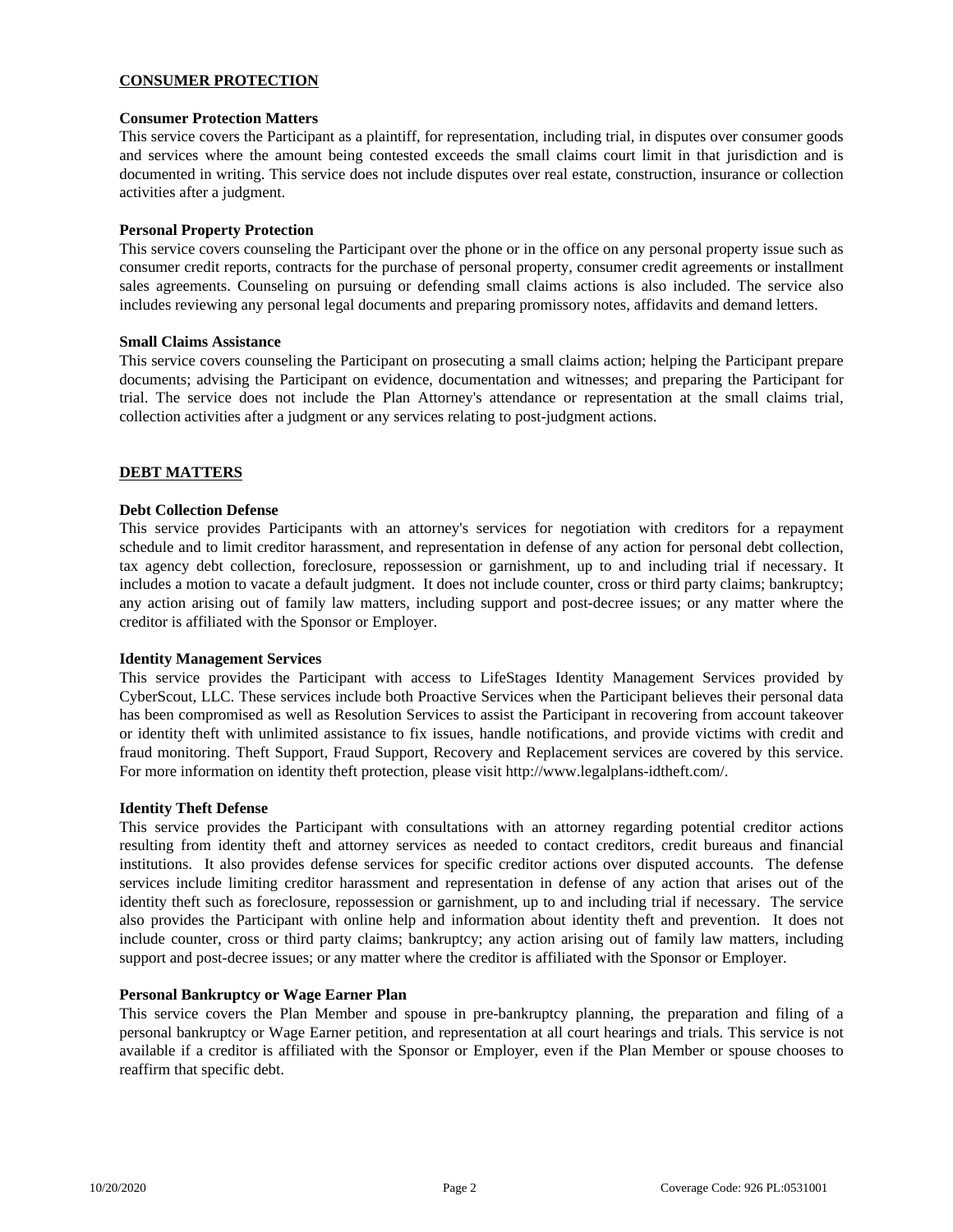## CONSUMER PROTECTION

### Consumer Protection Matters

This service covers the Participant as a plaintiff, for representation, including trial, in disputes over consumer goods and services where the amount being contested exceeds the small claims court limit in that jurisdiction and is documented in writing. This service does not include disputes over real estate, construction, insurance or collection activities after a judgment.

### Personal Property Protection

This service covers counseling the Participant over the phone or in the office on any personal property issue such as consumer credit reports, contracts for the purchase of personal property, consumer credit agreements or installment sales agreements. Counseling on pursuing or defending small claims actions is also included. The service also includes reviewing any personal legal documents and preparing promissory notes, affidavits and demand letters.

### Small Claims Assistance

This service covers counseling the Participant on prosecuting a small claims action; helping the Participant prepare documents; advising the Participant on evidence, documentation and witnesses; and preparing the Participant for trial. The service does not include the Plan Attorney's attendance or representation at the small claims trial, collection activities after a judgment or any services relating to post-judgment actions.

## DEBT MATTERS

### Debt Collection Defense

This service provides Participants with an attorney's services for negotiation with creditors for a repayment schedule and to limit creditor harassment, and representation in defense of any action for personal debt collection, tax agency debt collection, foreclosure, repossession or garnishment, up to and including trial if necessary. It includes a motion to vacate a default judgment. It does not include counter, cross or third party claims; bankruptcy; any action arising out of family law matters, including support and post-decree issues; or any matter where the creditor is affiliated with the Sponsor or Employer.

### Identity Management Services

This service provides the Participant with access to LifeStages Identity Management Services provided by CyberScout, LLC. These services include both Proactive Services when the Participant believes their personal data has been compromised as well as Resolution Services to assist the Participant in recovering from account takeover or identity theft with unlimited assistance to fix issues, handle notifications, and provide victims with credit and fraud monitoring. Theft Support, Fraud Support, Recovery and Replacement services are covered by this service. For more information on identity theft protection, please visit http://www.legalplans-idtheft.com/.

### Identity Theft Defense

This service provides the Participant with consultations with an attorney regarding potential creditor actions resulting from identity theft and attorney services as needed to contact creditors, credit bureaus and financial institutions. It also provides defense services for specific creditor actions over disputed accounts. The defense services include limiting creditor harassment and representation in defense of any action that arises out of the identity theft such as foreclosure, repossession or garnishment, up to and including trial if necessary. The service also provides the Participant with online help and information about identity theft and prevention. It does not include counter, cross or third party claims; bankruptcy; any action arising out of family law matters, including support and post-decree issues; or any matter where the creditor is affiliated with the Sponsor or Employer.

### Personal Bankruptcy or Wage Earner Plan

This service covers the Plan Member and spouse in pre-bankruptcy planning, the preparation and filing of a personal bankruptcy or Wage Earner petition, and representation at all court hearings and trials. This service is not available if a creditor is affiliated with the Sponsor or Employer, even if the Plan Member or spouse chooses to reaffirm that specific debt.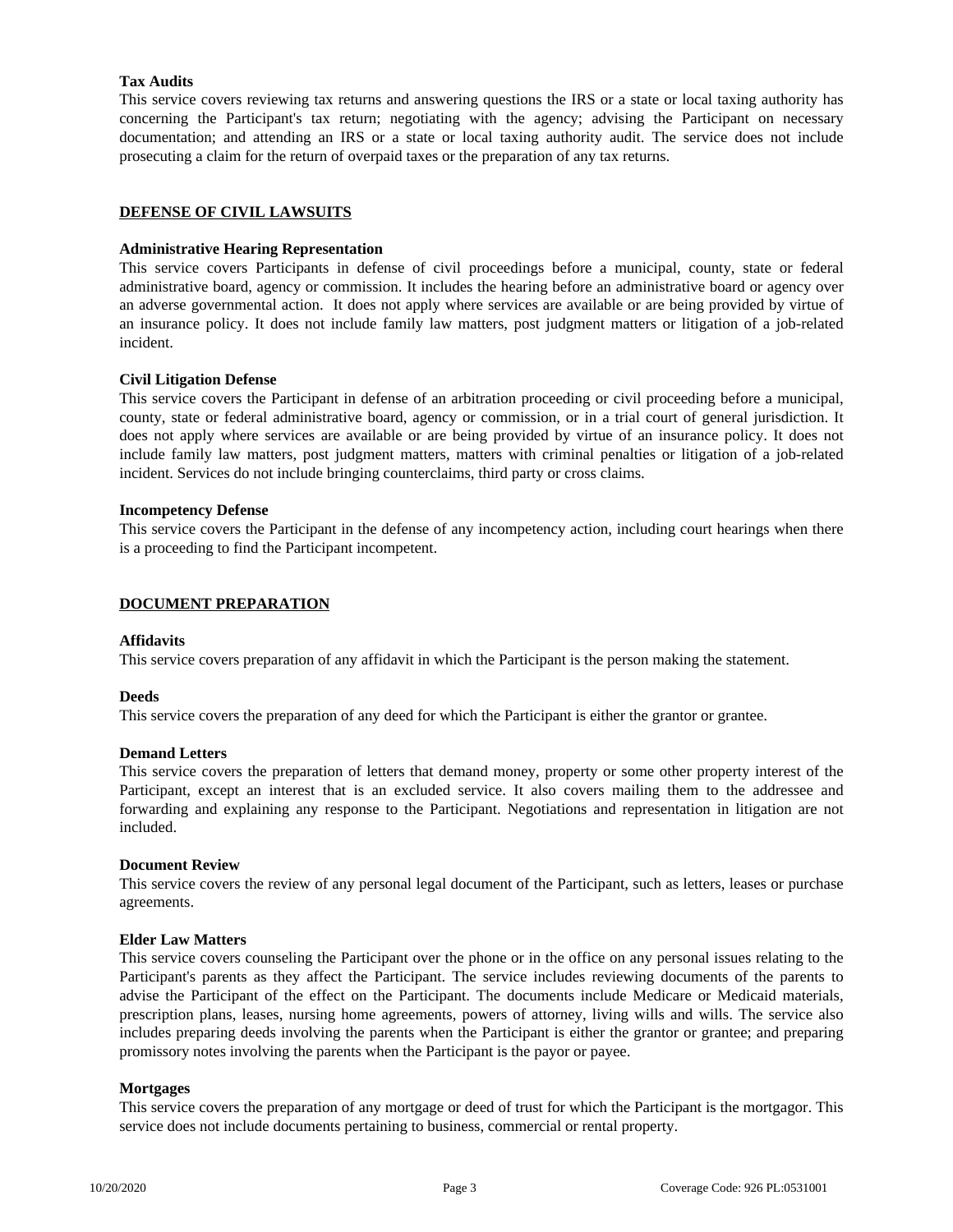**Tax Audits**

This service covers reviewing tax returns and answering questions the IRS or a state or local taxing authority has concerning the Participant's tax return; negotiating with the agency; advising the Participant on necessary documentation; and attending an IRS or a state or local taxing authority audit. The service does not include prosecuting a claim for the return of overpaid taxes or the preparation of any tax returns.

## DEFENSE OF CIVIL LAWSUITS

**Administrative Hearing Representation**

This service covers Participants in defense of civil proceedings before a municipal, county, state or federal administrative board, agency or commission. It includes the hearing before an administrative board or agency over an adverse governmental action. It does not apply where services are available or are being provided by virtue of an insurance policy. It does not include family law matters, post judgment matters or litigation of a job-related incident.

**Civil Litigation Defense**

This service covers the Participant in defense of an arbitration proceeding or civil proceeding before a municipal, county, state or federal administrative board, agency or commission, or in a trial court of general jurisdiction. It does not apply where services are available or are being provided by virtue of an insurance policy. It does not include family law matters, post judgment matters, matters with criminal penalties or litigation of a job-related incident. Services do not include bringing counterclaims, third party or cross claims.

**Incompetency Defense**

This service covers the Participant in the defense of any incompetency action, including court hearings when there is a proceeding to find the Participant incompetent.

## DOCUMENT PREPARATION

**Affidavits**

This service covers preparation of any affidavit in which the Participant is the person making the statement.

**Deeds**

This service covers the preparation of any deed for which the Participant is either the grantor or grantee.

**Demand Letters**

This service covers the preparation of letters that demand money, property or some other property interest of the Participant, except an interest that is an excluded service. It also covers mailing them to the addressee and forwarding and explaining any response to the Participant. Negotiations and representation in litigation are not included.

**Document Review**

This service covers the review of any personal legal document of the Participant, such as letters, leases or purchase agreements.

**Elder Law Matters**

This service covers counseling the Participant over the phone or in the office on any personal issues relating to the Participant's parents as they affect the Participant. The service includes reviewing documents of the parents to advise the Participant of the effect on the Participant. The documents include Medicare or Medicaid materials, prescription plans, leases, nursing home agreements, powers of attorney, living wills and wills. The service also includes preparing deeds involving the parents when the Participant is either the grantor or grantee; and preparing promissory notes involving the parents when the Participant is the payor or payee.

**Mortgages**

This service covers the preparation of any mortgage or deed of trust for which the Participant is the mortgagor. This service does not include documents pertaining to business, commercial or rental property.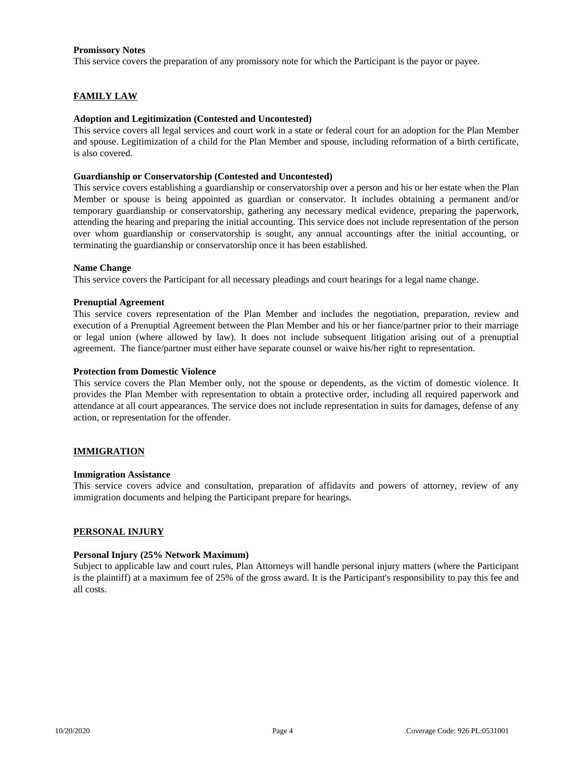**Promissory Notes**
This service covers the preparation of any promissory note for which the Participant is the payor or payee.

## FAMILY LAW

**Adoption and Legitimization (Contested and Uncontested)**
This service covers all legal services and court work in a state or federal court for an adoption for the Plan Member and spouse. Legitimization of a child for the Plan Member and spouse, including reformation of a birth certificate, is also covered.

**Guardianship or Conservatorship (Contested and Uncontested)**
This service covers establishing a guardianship or conservatorship over a person and his or her estate when the Plan Member or spouse is being appointed as guardian or conservator. It includes obtaining a permanent and/or temporary guardianship or conservatorship, gathering any necessary medical evidence, preparing the paperwork, attending the hearing and preparing the initial accounting. This service does not include representation of the person over whom guardianship or conservatorship is sought, any annual accountings after the initial accounting, or terminating the guardianship or conservatorship once it has been established.

**Name Change**
This service covers the Participant for all necessary pleadings and court hearings for a legal name change.

**Prenuptial Agreement**
This service covers representation of the Plan Member and includes the negotiation, preparation, review and execution of a Prenuptial Agreement between the Plan Member and his or her fiance/partner prior to their marriage or legal union (where allowed by law). It does not include subsequent litigation arising out of a prenuptial agreement. The fiance/partner must either have separate counsel or waive his/her right to representation.

**Protection from Domestic Violence**
This service covers the Plan Member only, not the spouse or dependents, as the victim of domestic violence. It provides the Plan Member with representation to obtain a protective order, including all required paperwork and attendance at all court appearances. The service does not include representation in suits for damages, defense of any action, or representation for the offender.

## IMMIGRATION

**Immigration Assistance**
This service covers advice and consultation, preparation of affidavits and powers of attorney, review of any immigration documents and helping the Participant prepare for hearings.

## PERSONAL INJURY

**Personal Injury (25% Network Maximum)**
Subject to applicable law and court rules, Plan Attorneys will handle personal injury matters (where the Participant is the plaintiff) at a maximum fee of 25% of the gross award. It is the Participant's responsibility to pay this fee and all costs.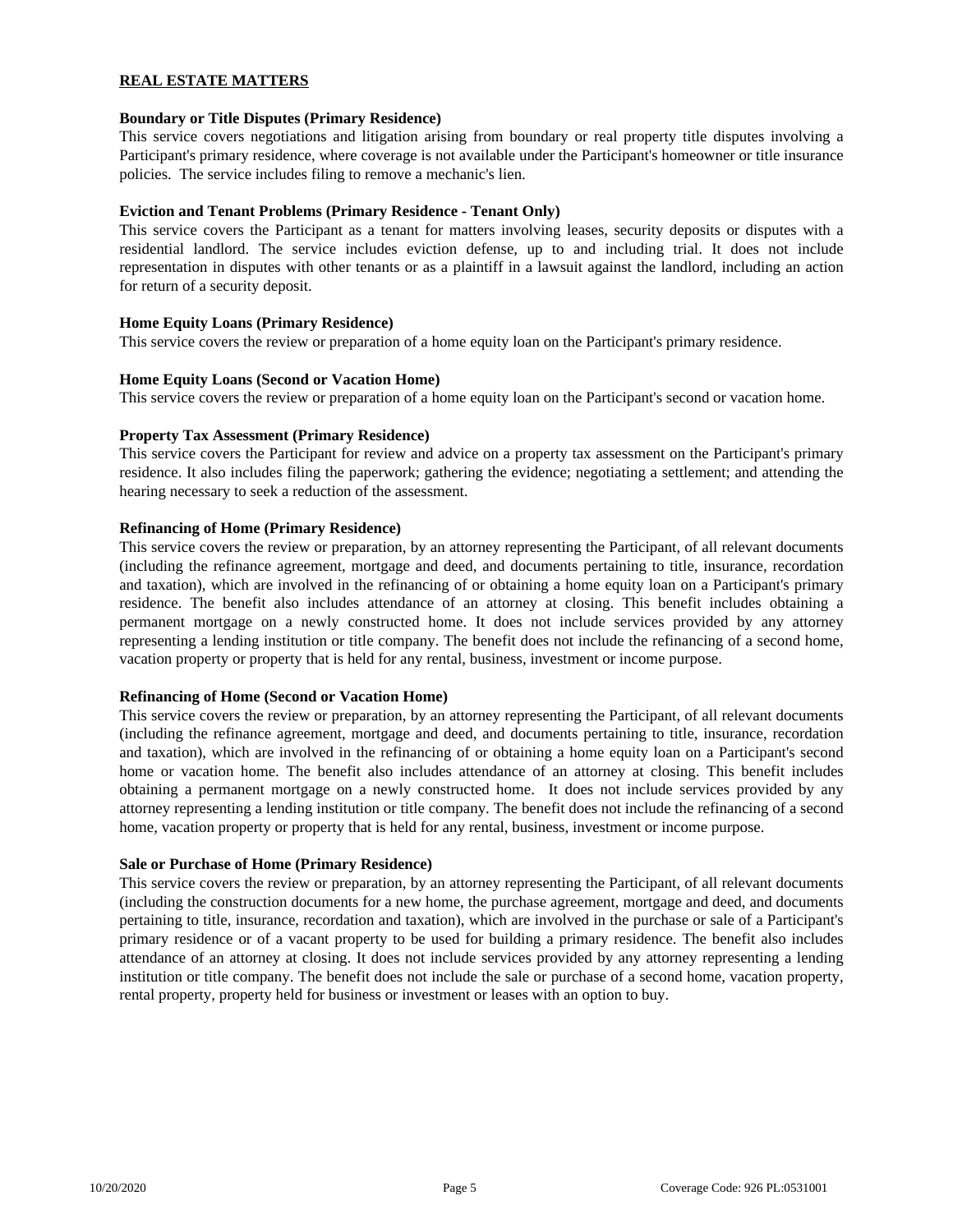## REAL ESTATE MATTERS

### Boundary or Title Disputes (Primary Residence)

This service covers negotiations and litigation arising from boundary or real property title disputes involving a Participant's primary residence, where coverage is not available under the Participant's homeowner or title insurance policies. The service includes filing to remove a mechanic's lien.

### Eviction and Tenant Problems (Primary Residence - Tenant Only)

This service covers the Participant as a tenant for matters involving leases, security deposits or disputes with a residential landlord. The service includes eviction defense, up to and including trial. It does not include representation in disputes with other tenants or as a plaintiff in a lawsuit against the landlord, including an action for return of a security deposit.

### Home Equity Loans (Primary Residence)

This service covers the review or preparation of a home equity loan on the Participant's primary residence.

### Home Equity Loans (Second or Vacation Home)

This service covers the review or preparation of a home equity loan on the Participant's second or vacation home.

### Property Tax Assessment (Primary Residence)

This service covers the Participant for review and advice on a property tax assessment on the Participant's primary residence. It also includes filing the paperwork; gathering the evidence; negotiating a settlement; and attending the hearing necessary to seek a reduction of the assessment.

### Refinancing of Home (Primary Residence)

This service covers the review or preparation, by an attorney representing the Participant, of all relevant documents (including the refinance agreement, mortgage and deed, and documents pertaining to title, insurance, recordation and taxation), which are involved in the refinancing of or obtaining a home equity loan on a Participant's primary residence. The benefit also includes attendance of an attorney at closing. This benefit includes obtaining a permanent mortgage on a newly constructed home. It does not include services provided by any attorney representing a lending institution or title company. The benefit does not include the refinancing of a second home, vacation property or property that is held for any rental, business, investment or income purpose.

### Refinancing of Home (Second or Vacation Home)

This service covers the review or preparation, by an attorney representing the Participant, of all relevant documents (including the refinance agreement, mortgage and deed, and documents pertaining to title, insurance, recordation and taxation), which are involved in the refinancing of or obtaining a home equity loan on a Participant's second home or vacation home. The benefit also includes attendance of an attorney at closing. This benefit includes obtaining a permanent mortgage on a newly constructed home. It does not include services provided by any attorney representing a lending institution or title company. The benefit does not include the refinancing of a second home, vacation property or property that is held for any rental, business, investment or income purpose.

### Sale or Purchase of Home (Primary Residence)

This service covers the review or preparation, by an attorney representing the Participant, of all relevant documents (including the construction documents for a new home, the purchase agreement, mortgage and deed, and documents pertaining to title, insurance, recordation and taxation), which are involved in the purchase or sale of a Participant's primary residence or of a vacant property to be used for building a primary residence. The benefit also includes attendance of an attorney at closing. It does not include services provided by any attorney representing a lending institution or title company. The benefit does not include the sale or purchase of a second home, vacation property, rental property, property held for business or investment or leases with an option to buy.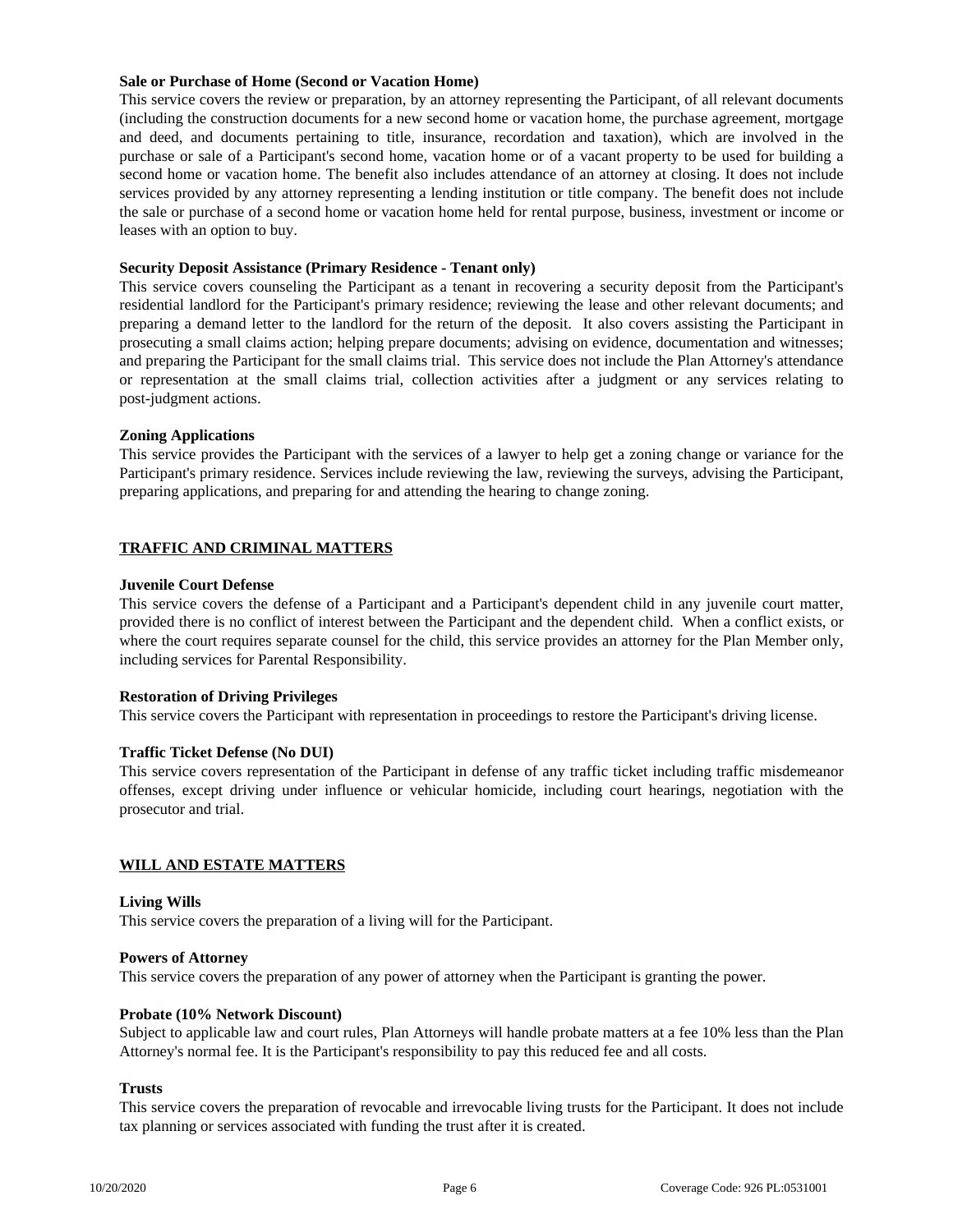**Sale or Purchase of Home (Second or Vacation Home)**

This service covers the review or preparation, by an attorney representing the Participant, of all relevant documents (including the construction documents for a new second home or vacation home, the purchase agreement, mortgage and deed, and documents pertaining to title, insurance, recordation and taxation), which are involved in the purchase or sale of a Participant's second home, vacation home or of a vacant property to be used for building a second home or vacation home. The benefit also includes attendance of an attorney at closing. It does not include services provided by any attorney representing a lending institution or title company. The benefit does not include the sale or purchase of a second home or vacation home held for rental purpose, business, investment or income or leases with an option to buy.

**Security Deposit Assistance (Primary Residence - Tenant only)**

This service covers counseling the Participant as a tenant in recovering a security deposit from the Participant's residential landlord for the Participant's primary residence; reviewing the lease and other relevant documents; and preparing a demand letter to the landlord for the return of the deposit. It also covers assisting the Participant in prosecuting a small claims action; helping prepare documents; advising on evidence, documentation and witnesses; and preparing the Participant for the small claims trial. This service does not include the Plan Attorney's attendance or representation at the small claims trial, collection activities after a judgment or any services relating to post-judgment actions.

**Zoning Applications**

This service provides the Participant with the services of a lawyer to help get a zoning change or variance for the Participant's primary residence. Services include reviewing the law, reviewing the surveys, advising the Participant, preparing applications, and preparing for and attending the hearing to change zoning.

## TRAFFIC AND CRIMINAL MATTERS

**Juvenile Court Defense**

This service covers the defense of a Participant and a Participant's dependent child in any juvenile court matter, provided there is no conflict of interest between the Participant and the dependent child. When a conflict exists, or where the court requires separate counsel for the child, this service provides an attorney for the Plan Member only, including services for Parental Responsibility.

**Restoration of Driving Privileges**

This service covers the Participant with representation in proceedings to restore the Participant's driving license.

**Traffic Ticket Defense (No DUI)**

This service covers representation of the Participant in defense of any traffic ticket including traffic misdemeanor offenses, except driving under influence or vehicular homicide, including court hearings, negotiation with the prosecutor and trial.

## WILL AND ESTATE MATTERS

**Living Wills**

This service covers the preparation of a living will for the Participant.

**Powers of Attorney**

This service covers the preparation of any power of attorney when the Participant is granting the power.

**Probate (10% Network Discount)**

Subject to applicable law and court rules, Plan Attorneys will handle probate matters at a fee 10% less than the Plan Attorney's normal fee. It is the Participant's responsibility to pay this reduced fee and all costs.

**Trusts**

This service covers the preparation of revocable and irrevocable living trusts for the Participant. It does not include tax planning or services associated with funding the trust after it is created.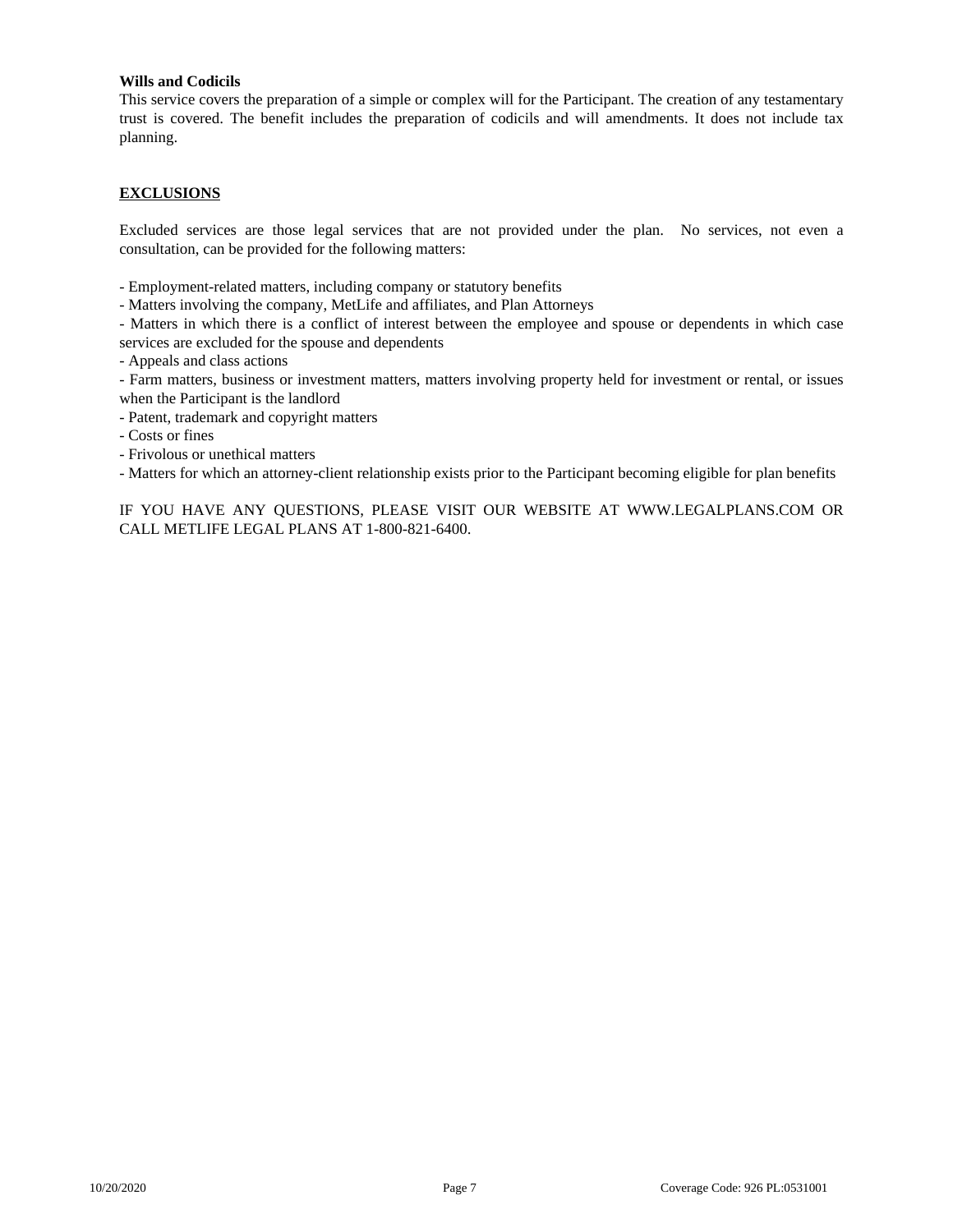**Wills and Codicils**

This service covers the preparation of a simple or complex will for the Participant. The creation of any testamentary trust is covered. The benefit includes the preparation of codicils and will amendments. It does not include tax planning.

## EXCLUSIONS

Excluded services are those legal services that are not provided under the plan. No services, not even a consultation, can be provided for the following matters:

- Employment-related matters, including company or statutory benefits
- Matters involving the company, MetLife and affiliates, and Plan Attorneys
- Matters in which there is a conflict of interest between the employee and spouse or dependents in which case services are excluded for the spouse and dependents
- Appeals and class actions
- Farm matters, business or investment matters, matters involving property held for investment or rental, or issues when the Participant is the landlord
- Patent, trademark and copyright matters
- Costs or fines
- Frivolous or unethical matters
- Matters for which an attorney-client relationship exists prior to the Participant becoming eligible for plan benefits

IF YOU HAVE ANY QUESTIONS, PLEASE VISIT OUR WEBSITE AT WWW.LEGALPLANS.COM OR CALL METLIFE LEGAL PLANS AT 1-800-821-6400.